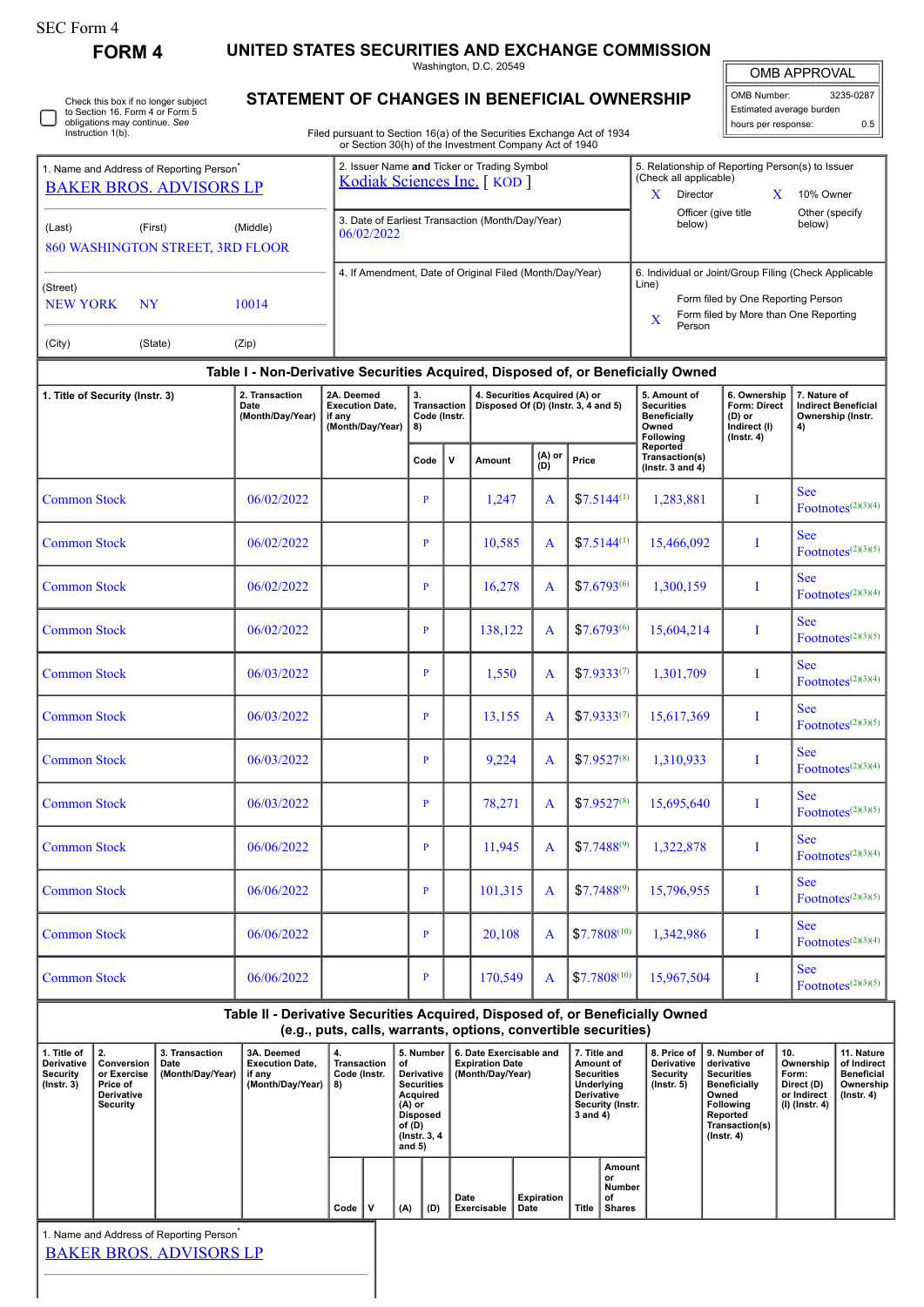SEC Form 4

## FORM 4

## UNITED STATES SECURITIES AND EXCHANGE COMMISSION

Washington, D.C. 20549

## STATEMENT OF CHANGES IN BENEFICIAL OWNERSHIP

Check this box if no longer subject to Section 16. Form 4 or Form 5 obligations may continue. *See* Instruction 1(b).

Filed pursuant to Section 16(a) of the Securities Exchange Act of 1934 or Section 30(h) of the Investment Company Act of 1940

| OMB APPROVAL | |
|---|---|
| OMB Number: | 3235-0287 |
| Estimated average burden | |
| hours per response: | 0.5 |

1. Name and Address of Reporting Person*
BAKER BROS. ADVISORS LP

(Last) (First) (Middle)
860 WASHINGTON STREET, 3RD FLOOR

(Street)
NEW YORK NY 10014

(City) (State) (Zip)

2. Issuer Name **and** Ticker or Trading Symbol
Kodiak Sciences Inc. [ KOD ]

3. Date of Earliest Transaction (Month/Day/Year)
06/02/2022

4. If Amendment, Date of Original Filed (Month/Day/Year)

5. Relationship of Reporting Person(s) to Issuer (Check all applicable)
X Director X 10% Owner
Officer (give title below) Other (specify below)

6. Individual or Joint/Group Filing (Check Applicable Line)
Form filed by One Reporting Person
X Form filed by More than One Reporting Person

### Table I - Non-Derivative Securities Acquired, Disposed of, or Beneficially Owned

| 1. Title of Security (Instr. 3) | 2. Transaction Date (Month/Day/Year) | 2A. Deemed Execution Date, if any (Month/Day/Year) | 3. Transaction Code (Instr. 8) | | 4. Securities Acquired (A) or Disposed Of (D) (Instr. 3, 4 and 5) | | | 5. Amount of Securities Beneficially Owned Following Reported Transaction(s) (Instr. 3 and 4) | 6. Ownership Form: Direct (D) or Indirect (I) (Instr. 4) | 7. Nature of Indirect Beneficial Ownership (Instr. 4) |
|---|---|---|---|---|---|---|---|---|---|---|
| | | | Code | V | Amount | (A) or (D) | Price | | | |
| Common Stock | 06/02/2022 | | P | | 1,247 | A | $7.5144[1] | 1,283,881 | I | See Footnotes[2][3][4] |
| Common Stock | 06/02/2022 | | P | | 10,585 | A | $7.5144[1] | 15,466,092 | I | See Footnotes[2][3][5] |
| Common Stock | 06/02/2022 | | P | | 16,278 | A | $7.6793[6] | 1,300,159 | I | See Footnotes[2][3][4] |
| Common Stock | 06/02/2022 | | P | | 138,122 | A | $7.6793[6] | 15,604,214 | I | See Footnotes[2][3][5] |
| Common Stock | 06/03/2022 | | P | | 1,550 | A | $7.9333[7] | 1,301,709 | I | See Footnotes[2][3][4] |
| Common Stock | 06/03/2022 | | P | | 13,155 | A | $7.9333[7] | 15,617,369 | I | See Footnotes[2][3][5] |
| Common Stock | 06/03/2022 | | P | | 9,224 | A | $7.9527[8] | 1,310,933 | I | See Footnotes[2][3][4] |
| Common Stock | 06/03/2022 | | P | | 78,271 | A | $7.9527[8] | 15,695,640 | I | See Footnotes[2][3][5] |
| Common Stock | 06/06/2022 | | P | | 11,945 | A | $7.7488[9] | 1,322,878 | I | See Footnotes[2][3][4] |
| Common Stock | 06/06/2022 | | P | | 101,315 | A | $7.7488[9] | 15,796,955 | I | See Footnotes[2][3][5] |
| Common Stock | 06/06/2022 | | P | | 20,108 | A | $7.7808[10] | 1,342,986 | I | See Footnotes[2][3][4] |
| Common Stock | 06/06/2022 | | P | | 170,549 | A | $7.7808[10] | 15,967,504 | I | See Footnotes[2][3][5] |

### Table II - Derivative Securities Acquired, Disposed of, or Beneficially Owned (e.g., puts, calls, warrants, options, convertible securities)

| 1. Title of Derivative Security (Instr. 3) | 2. Conversion or Exercise Price of Derivative Security | 3. Transaction Date (Month/Day/Year) | 3A. Deemed Execution Date, if any (Month/Day/Year) | 4. Transaction Code (Instr. 8) | | 5. Number of Derivative Securities Acquired (A) or Disposed of (D) (Instr. 3, 4 and 5) | | 6. Date Exercisable and Expiration Date (Month/Day/Year) | | 7. Title and Amount of Securities Underlying Derivative Security (Instr. 3 and 4) | | 8. Price of Derivative Security (Instr. 5) | 9. Number of derivative Securities Beneficially Owned Following Reported Transaction(s) (Instr. 4) | 10. Ownership Form: Direct (D) or Indirect (I) (Instr. 4) | 11. Nature of Indirect Beneficial Ownership (Instr. 4) |
|---|---|---|---|---|---|---|---|---|---|---|---|---|---|---|---|
| | | | | Code | V | (A) | (D) | Date Exercisable | Expiration Date | Title | Amount or Number of Shares | | | | |

1. Name and Address of Reporting Person*
BAKER BROS. ADVISORS LP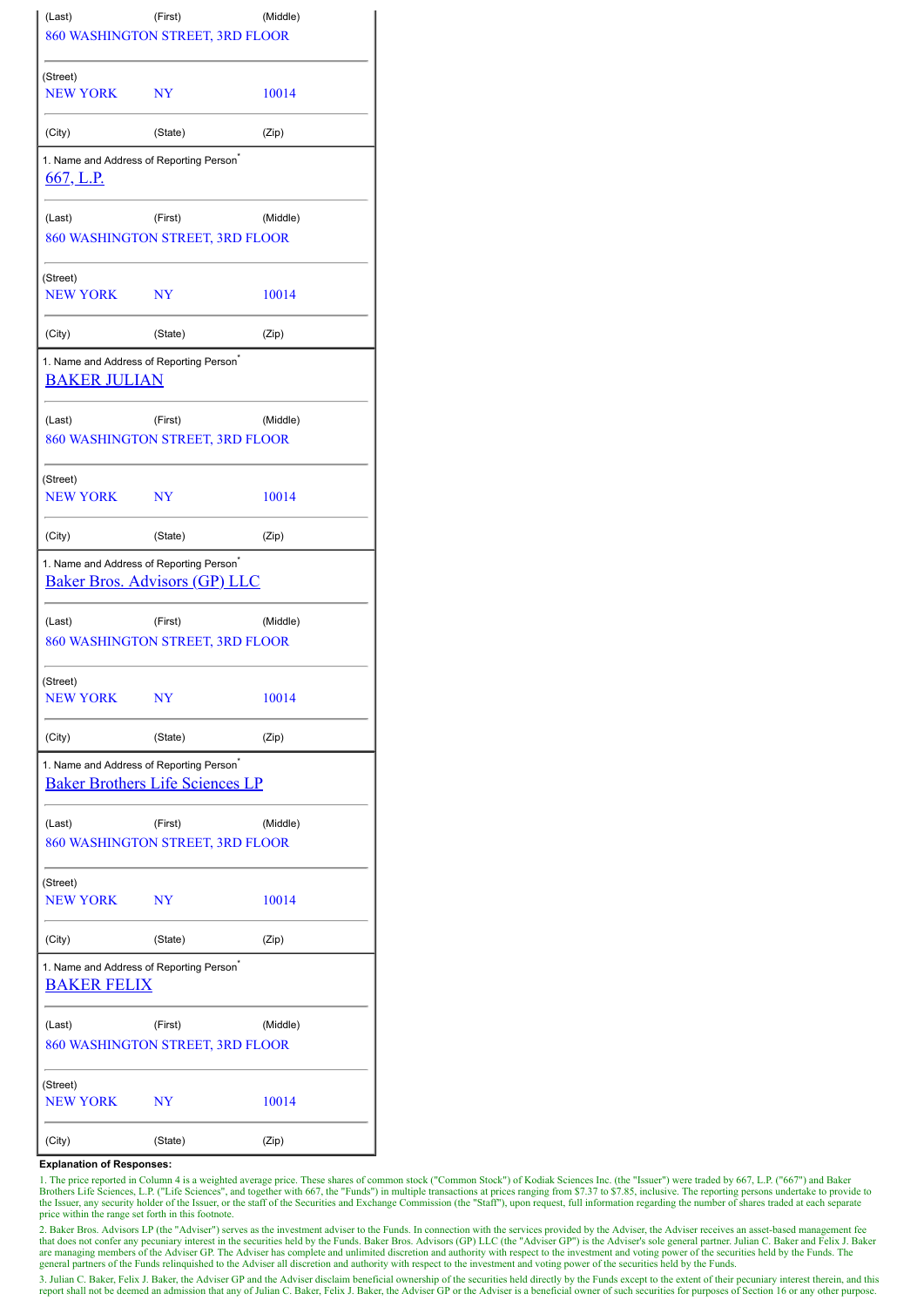| (Last) | (First) | (Middle) |
|---|---|---|
| 860 WASHINGTON STREET, 3RD FLOOR | | |
| (Street) | | |
| NEW YORK | NY | 10014 |
| (City) | (State) | (Zip) |

1. Name and Address of Reporting Person*

667, L.P.

| (Last) | (First) | (Middle) |
|---|---|---|
| 860 WASHINGTON STREET, 3RD FLOOR | | |
| (Street) | | |
| NEW YORK | NY | 10014 |
| (City) | (State) | (Zip) |

1. Name and Address of Reporting Person*

BAKER JULIAN

| (Last) | (First) | (Middle) |
|---|---|---|
| 860 WASHINGTON STREET, 3RD FLOOR | | |
| (Street) | | |
| NEW YORK | NY | 10014 |
| (City) | (State) | (Zip) |

1. Name and Address of Reporting Person*

Baker Bros. Advisors (GP) LLC

| (Last) | (First) | (Middle) |
|---|---|---|
| 860 WASHINGTON STREET, 3RD FLOOR | | |
| (Street) | | |
| NEW YORK | NY | 10014 |
| (City) | (State) | (Zip) |

1. Name and Address of Reporting Person*

Baker Brothers Life Sciences LP

| (Last) | (First) | (Middle) |
|---|---|---|
| 860 WASHINGTON STREET, 3RD FLOOR | | |
| (Street) | | |
| NEW YORK | NY | 10014 |
| (City) | (State) | (Zip) |

1. Name and Address of Reporting Person*

BAKER FELIX

| (Last) | (First) | (Middle) |
|---|---|---|
| 860 WASHINGTON STREET, 3RD FLOOR | | |
| (Street) | | |
| NEW YORK | NY | 10014 |
| (City) | (State) | (Zip) |

**Explanation of Responses:**

1. The price reported in Column 4 is a weighted average price. These shares of common stock ("Common Stock") of Kodiak Sciences Inc. (the "Issuer") were traded by 667, L.P. ("667") and Baker Brothers Life Sciences, L.P. ("Life Sciences", and together with 667, the "Funds") in multiple transactions at prices ranging from $7.37 to $7.85, inclusive. The reporting persons undertake to provide to the Issuer, any security holder of the Issuer, or the staff of the Securities and Exchange Commission (the "Staff"), upon request, full information regarding the number of shares traded at each separate price within the range set forth in this footnote.

2. Baker Bros. Advisors LP (the "Adviser") serves as the investment adviser to the Funds. In connection with the services provided by the Adviser, the Adviser receives an asset-based management fee that does not confer any pecuniary interest in the securities held by the Funds. Baker Bros. Advisors (GP) LLC (the "Adviser GP") is the Adviser's sole general partner. Julian C. Baker and Felix J. Baker are managing members of the Adviser GP. The Adviser has complete and unlimited discretion and authority with respect to the investment and voting power of the securities held by the Funds. The general partners of the Funds relinquished to the Adviser all discretion and authority with respect to the investment and voting power of the securities held by the Funds.

3. Julian C. Baker, Felix J. Baker, the Adviser GP and the Adviser disclaim beneficial ownership of the securities held directly by the Funds except to the extent of their pecuniary interest therein, and this report shall not be deemed an admission that any of Julian C. Baker, Felix J. Baker, the Adviser GP or the Adviser is a beneficial owner of such securities for purposes of Section 16 or any other purpose.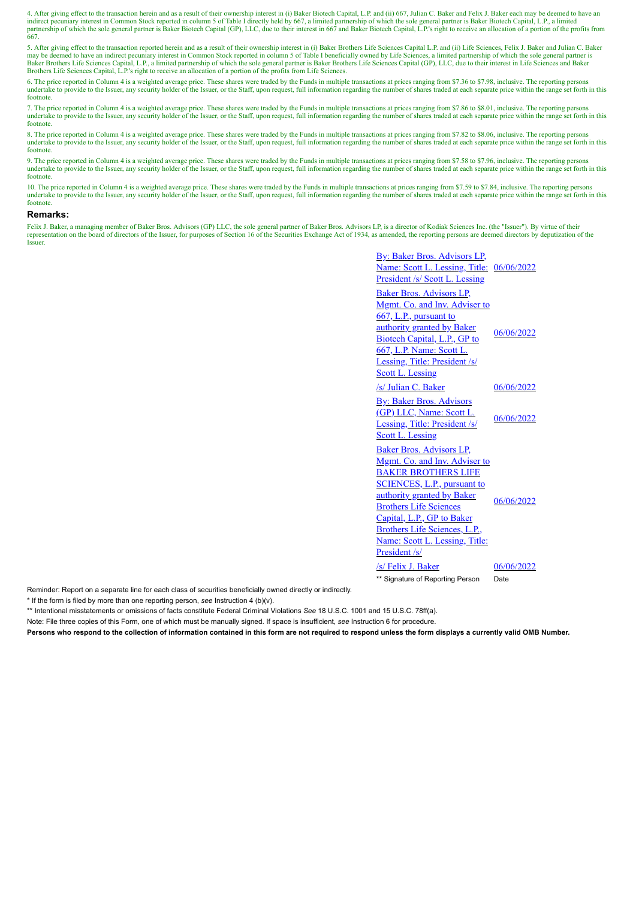4. After giving effect to the transaction herein and as a result of their ownership interest in (i) Baker Biotech Capital, L.P. and (ii) 667, Julian C. Baker and Felix J. Baker each may be deemed to have an indirect pecuniary interest in Common Stock reported in column 5 of Table I directly held by 667, a limited partnership of which the sole general partner is Baker Biotech Capital, L.P., a limited partnership of which the sole general partner is Baker Biotech Capital (GP), LLC, due to their interest in 667 and Baker Biotech Capital, L.P.'s right to receive an allocation of a portion of the profits from 667.

5. After giving effect to the transaction reported herein and as a result of their ownership interest in (i) Baker Brothers Life Sciences Capital L.P. and (ii) Life Sciences, Felix J. Baker and Julian C. Baker may be deemed to have an indirect pecuniary interest in Common Stock reported in column 5 of Table I beneficially owned by Life Sciences, a limited partnership of which the sole general partner is Baker Brothers Life Sciences Capital, L.P., a limited partnership of which the sole general partner is Baker Brothers Life Sciences Capital (GP), LLC, due to their interest in Life Sciences and Baker Brothers Life Sciences Capital, L.P.'s right to receive an allocation of a portion of the profits from Life Sciences.

6. The price reported in Column 4 is a weighted average price. These shares were traded by the Funds in multiple transactions at prices ranging from $7.36 to $7.98, inclusive. The reporting persons undertake to provide to the Issuer, any security holder of the Issuer, or the Staff, upon request, full information regarding the number of shares traded at each separate price within the range set forth in this footnote.

7. The price reported in Column 4 is a weighted average price. These shares were traded by the Funds in multiple transactions at prices ranging from $7.86 to $8.01, inclusive. The reporting persons undertake to provide to the Issuer, any security holder of the Issuer, or the Staff, upon request, full information regarding the number of shares traded at each separate price within the range set forth in this footnote.

8. The price reported in Column 4 is a weighted average price. These shares were traded by the Funds in multiple transactions at prices ranging from $7.82 to $8.06, inclusive. The reporting persons undertake to provide to the Issuer, any security holder of the Issuer, or the Staff, upon request, full information regarding the number of shares traded at each separate price within the range set forth in this footnote.

9. The price reported in Column 4 is a weighted average price. These shares were traded by the Funds in multiple transactions at prices ranging from $7.58 to $7.96, inclusive. The reporting persons undertake to provide to the Issuer, any security holder of the Issuer, or the Staff, upon request, full information regarding the number of shares traded at each separate price within the range set forth in this footnote.

10. The price reported in Column 4 is a weighted average price. These shares were traded by the Funds in multiple transactions at prices ranging from $7.59 to $7.84, inclusive. The reporting persons undertake to provide to the Issuer, any security holder of the Issuer, or the Staff, upon request, full information regarding the number of shares traded at each separate price within the range set forth in this footnote.

## Remarks:

Felix J. Baker, a managing member of Baker Bros. Advisors (GP) LLC, the sole general partner of Baker Bros. Advisors LP, is a director of Kodiak Sciences Inc. (the "Issuer"). By virtue of their representation on the board of directors of the Issuer, for purposes of Section 16 of the Securities Exchange Act of 1934, as amended, the reporting persons are deemed directors by deputization of the Issuer.

| | |
|---|---|
| By: Baker Bros. Advisors LP, Name: Scott L. Lessing, Title: President /s/ Scott L. Lessing | 06/06/2022 |
| Baker Bros. Advisors LP, Mgmt. Co. and Inv. Adviser to 667, L.P., pursuant to authority granted by Baker Biotech Capital, L.P., GP to 667, L.P. Name: Scott L. Lessing, Title: President /s/ Scott L. Lessing | 06/06/2022 |
| /s/ Julian C. Baker | 06/06/2022 |
| By: Baker Bros. Advisors (GP) LLC, Name: Scott L. Lessing, Title: President /s/ Scott L. Lessing | 06/06/2022 |
| Baker Bros. Advisors LP, Mgmt. Co. and Inv. Adviser to BAKER BROTHERS LIFE SCIENCES, L.P., pursuant to authority granted by Baker Brothers Life Sciences Capital, L.P., GP to Baker Brothers Life Sciences, L.P., Name: Scott L. Lessing, Title: President /s/ | 06/06/2022 |
| /s/ Felix J. Baker | 06/06/2022 |
| ** Signature of Reporting Person | Date |

Reminder: Report on a separate line for each class of securities beneficially owned directly or indirectly.

* If the form is filed by more than one reporting person, *see* Instruction 4 (b)(v).

** Intentional misstatements or omissions of facts constitute Federal Criminal Violations *See* 18 U.S.C. 1001 and 15 U.S.C. 78ff(a).

Note: File three copies of this Form, one of which must be manually signed. If space is insufficient, *see* Instruction 6 for procedure.

**Persons who respond to the collection of information contained in this form are not required to respond unless the form displays a currently valid OMB Number.**